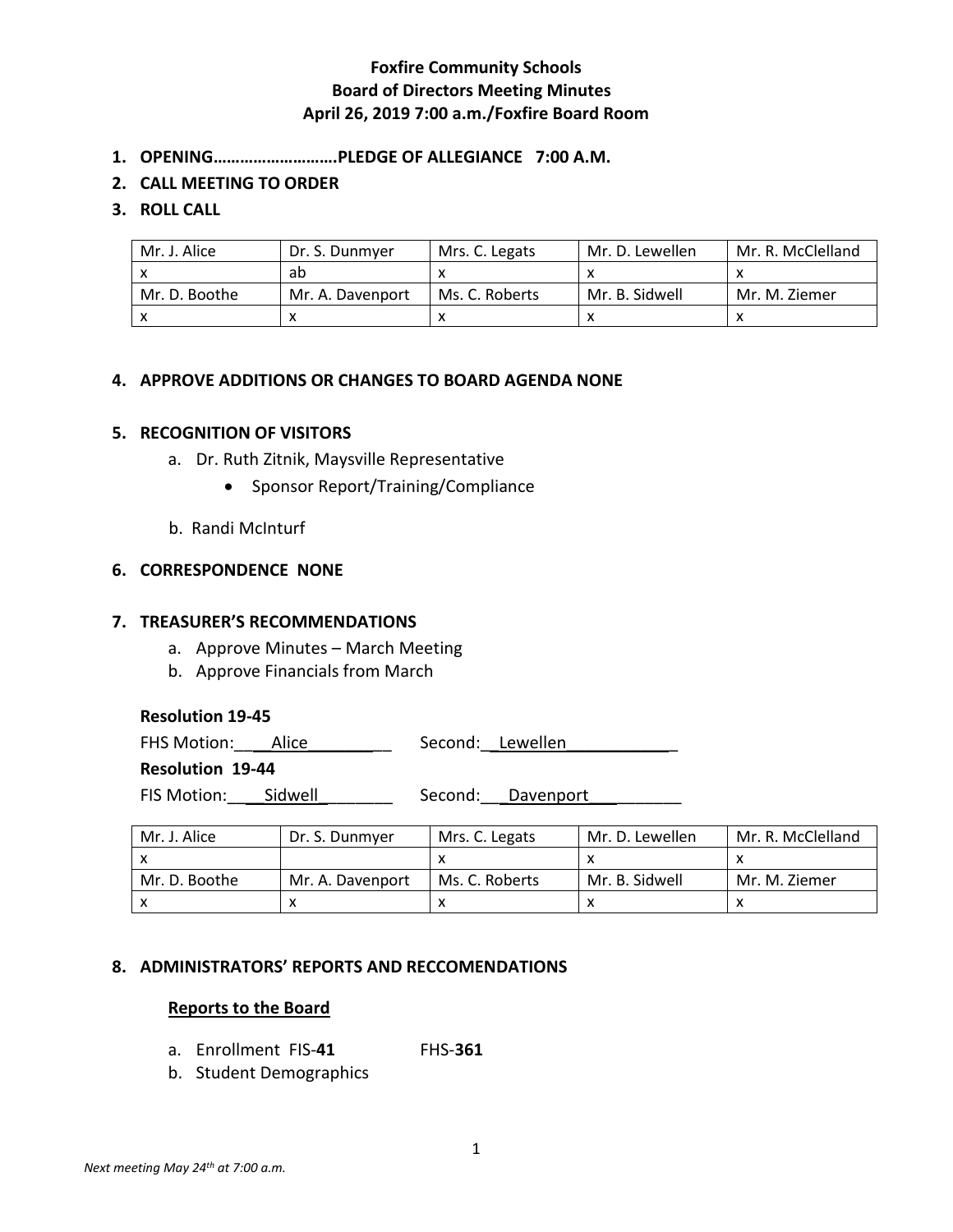# Foxfire Community Schools
## Board of Directors Meeting Minutes
### April 26, 2019 7:00 a.m./Foxfire Board Room

1. **OPENING……………………….PLEDGE OF ALLEGIANCE 7:00 A.M.**
2. **CALL MEETING TO ORDER**
3. **ROLL CALL**

| Mr. J. Alice | Dr. S. Dunmyer | Mrs. C. Legats | Mr. D. Lewellen | Mr. R. McClelland |
|---|---|---|---|---|
| x | ab | x | x | x |
| Mr. D. Boothe | Mr. A. Davenport | Ms. C. Roberts | Mr. B. Sidwell | Mr. M. Ziemer |
| x | x | x | x | x |

4. **APPROVE ADDITIONS OR CHANGES TO BOARD AGENDA NONE**

5. **RECOGNITION OF VISITORS**
   a. Dr. Ruth Zitnik, Maysville Representative
      - Sponsor Report/Training/Compliance

   b. Randi McInturf

6. **CORRESPONDENCE NONE**

7. **TREASURER'S RECOMMENDATIONS**
   a. Approve Minutes – March Meeting
   b. Approve Financials from March

**Resolution 19-45**

FHS Motion: Alice Second: Lewellen

**Resolution 19-44**

FIS Motion: Sidwell Second: Davenport

| Mr. J. Alice | Dr. S. Dunmyer | Mrs. C. Legats | Mr. D. Lewellen | Mr. R. McClelland |
|---|---|---|---|---|
| x | | x | x | x |
| Mr. D. Boothe | Mr. A. Davenport | Ms. C. Roberts | Mr. B. Sidwell | Mr. M. Ziemer |
| x | x | x | x | x |

8. **ADMINISTRATORS' REPORTS AND RECCOMENDATIONS**

**Reports to the Board**

a. Enrollment FIS-**41** FHS-**361**
b. Student Demographics

*Next meeting May 24th at 7:00 a.m.*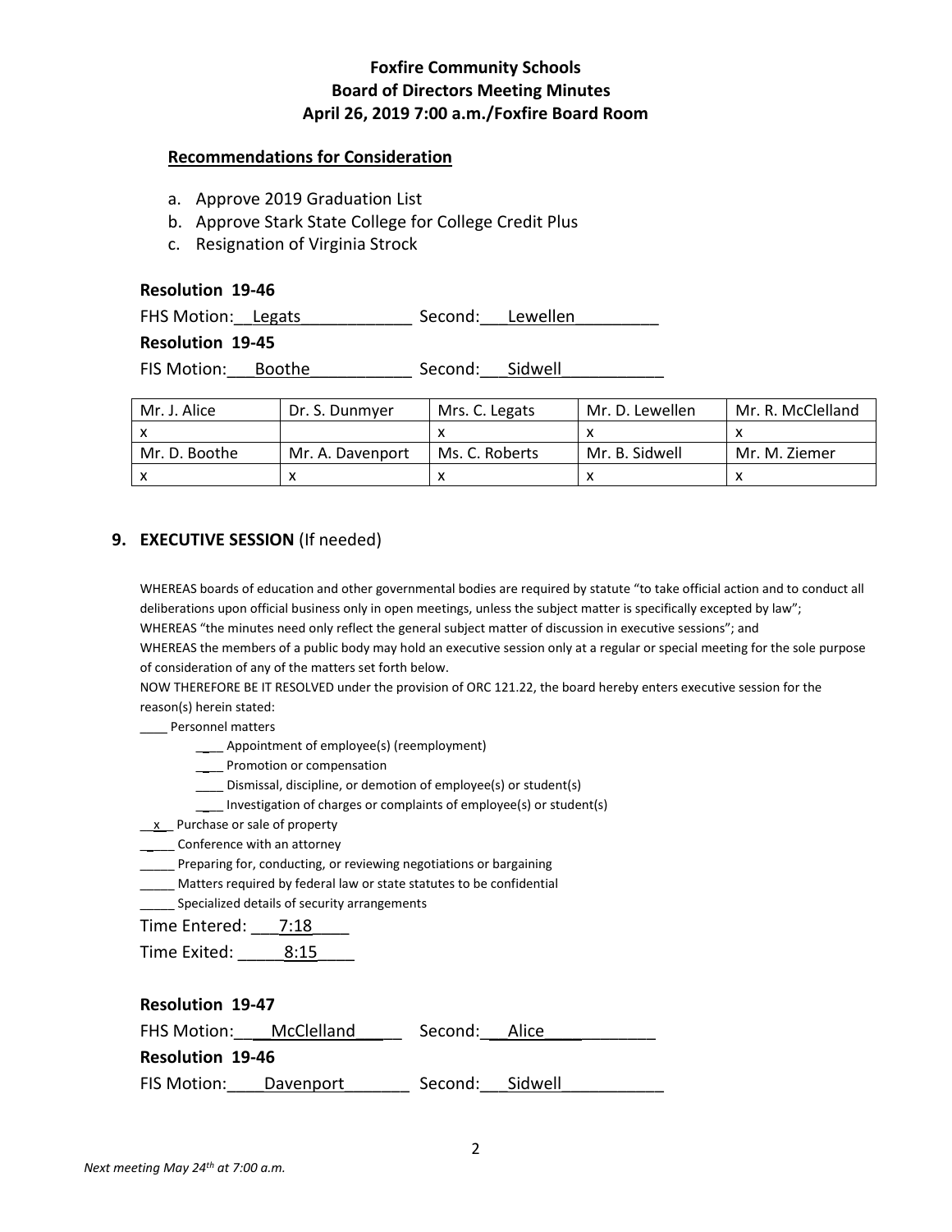## Foxfire Community Schools
## Board of Directors Meeting Minutes
## April 26, 2019 7:00 a.m./Foxfire Board Room

**Recommendations for Consideration**

a. Approve 2019 Graduation List
b. Approve Stark State College for College Credit Plus
c. Resignation of Virginia Strock

**Resolution 19-46**

FHS Motion: Legats Second: Lewellen

**Resolution 19-45**

FIS Motion: Boothe Second: Sidwell

| Mr. J. Alice | Dr. S. Dunmyer | Mrs. C. Legats | Mr. D. Lewellen | Mr. R. McClelland |
|---|---|---|---|---|
| x | | x | x | x |
| Mr. D. Boothe | Mr. A. Davenport | Ms. C. Roberts | Mr. B. Sidwell | Mr. M. Ziemer |
| x | x | x | x | x |

### 9. EXECUTIVE SESSION (If needed)

WHEREAS boards of education and other governmental bodies are required by statute "to take official action and to conduct all deliberations upon official business only in open meetings, unless the subject matter is specifically excepted by law";
WHEREAS "the minutes need only reflect the general subject matter of discussion in executive sessions"; and
WHEREAS the members of a public body may hold an executive session only at a regular or special meeting for the sole purpose of consideration of any of the matters set forth below.
NOW THEREFORE BE IT RESOLVED under the provision of ORC 121.22, the board hereby enters executive session for the reason(s) herein stated:

____ Personnel matters

- ____ Appointment of employee(s) (reemployment)
- ____ Promotion or compensation
- ____ Dismissal, discipline, or demotion of employee(s) or student(s)
- ____ Investigation of charges or complaints of employee(s) or student(s)

__x__ Purchase or sale of property
_____ Conference with an attorney
_____ Preparing for, conducting, or reviewing negotiations or bargaining
_____ Matters required by federal law or state statutes to be confidential
_____ Specialized details of security arrangements

Time Entered: 7:18
Time Exited: 8:15

**Resolution 19-47**

FHS Motion: McClelland Second: Alice

**Resolution 19-46**

FIS Motion: Davenport Second: Sidwell

*Next meeting May 24th at 7:00 a.m.*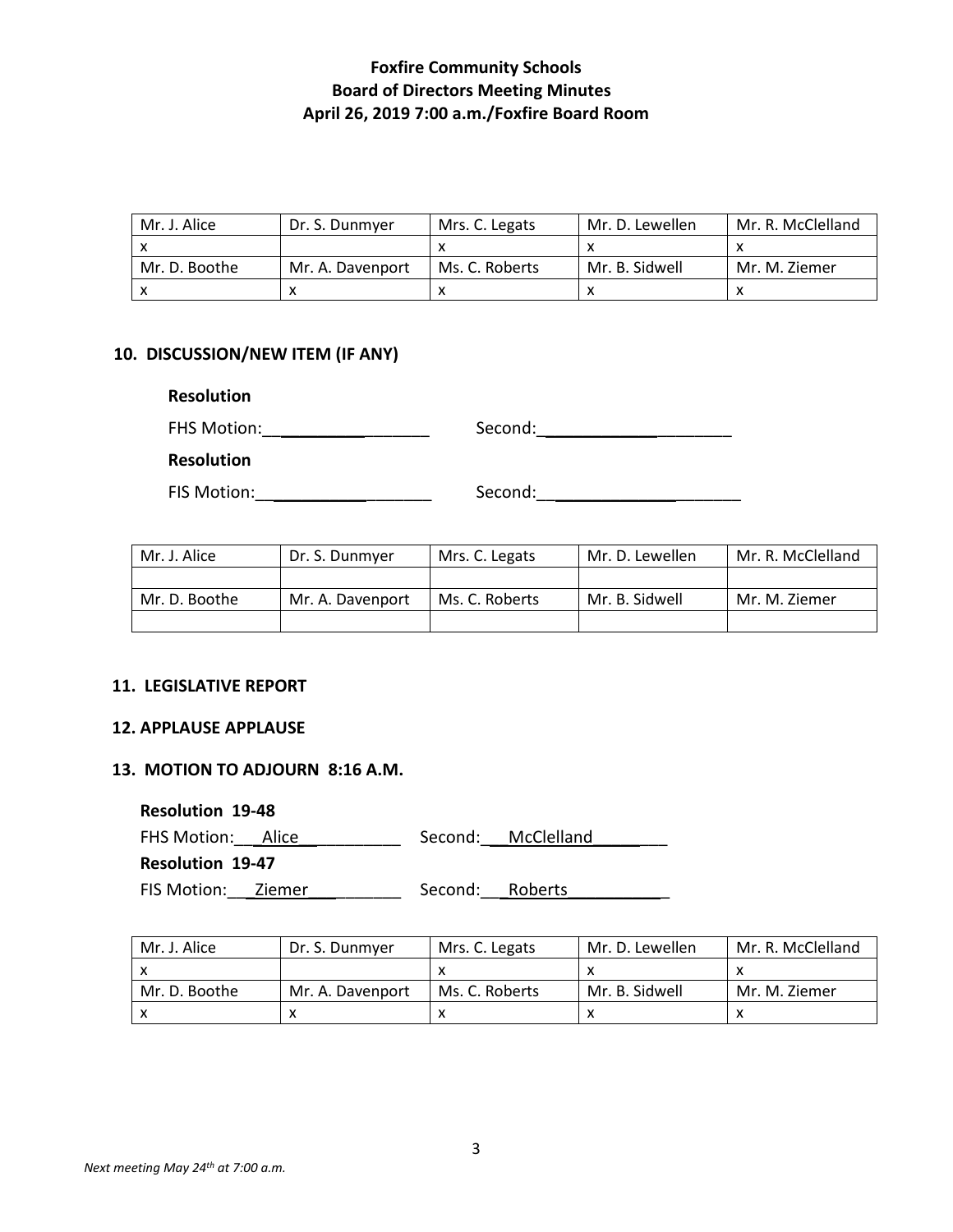**Foxfire Community Schools**
**Board of Directors Meeting Minutes**
**April 26, 2019 7:00 a.m./Foxfire Board Room**

| | | | | |
|---|---|---|---|---|
| Mr. J. Alice | Dr. S. Dunmyer | Mrs. C. Legats | Mr. D. Lewellen | Mr. R. McClelland |
| x | | x | x | x |
| Mr. D. Boothe | Mr. A. Davenport | Ms. C. Roberts | Mr. B. Sidwell | Mr. M. Ziemer |
| x | x | x | x | x |

## 10. DISCUSSION/NEW ITEM (IF ANY)

**Resolution**

FHS Motion:__________________ Second:____________________

**Resolution**

FIS Motion:__________________ Second:____________________

| | | | | |
|---|---|---|---|---|
| Mr. J. Alice | Dr. S. Dunmyer | Mrs. C. Legats | Mr. D. Lewellen | Mr. R. McClelland |
| | | | | |
| Mr. D. Boothe | Mr. A. Davenport | Ms. C. Roberts | Mr. B. Sidwell | Mr. M. Ziemer |
| | | | | |

## 11. LEGISLATIVE REPORT

## 12. APPLAUSE APPLAUSE

## 13. MOTION TO ADJOURN 8:16 A.M.

**Resolution 19-48**

FHS Motion: Alice Second: McClelland

**Resolution 19-47**

FIS Motion: Ziemer Second: Roberts

| | | | | |
|---|---|---|---|---|
| Mr. J. Alice | Dr. S. Dunmyer | Mrs. C. Legats | Mr. D. Lewellen | Mr. R. McClelland |
| x | | x | x | x |
| Mr. D. Boothe | Mr. A. Davenport | Ms. C. Roberts | Mr. B. Sidwell | Mr. M. Ziemer |
| x | x | x | x | x |

*Next meeting May 24th at 7:00 a.m.*